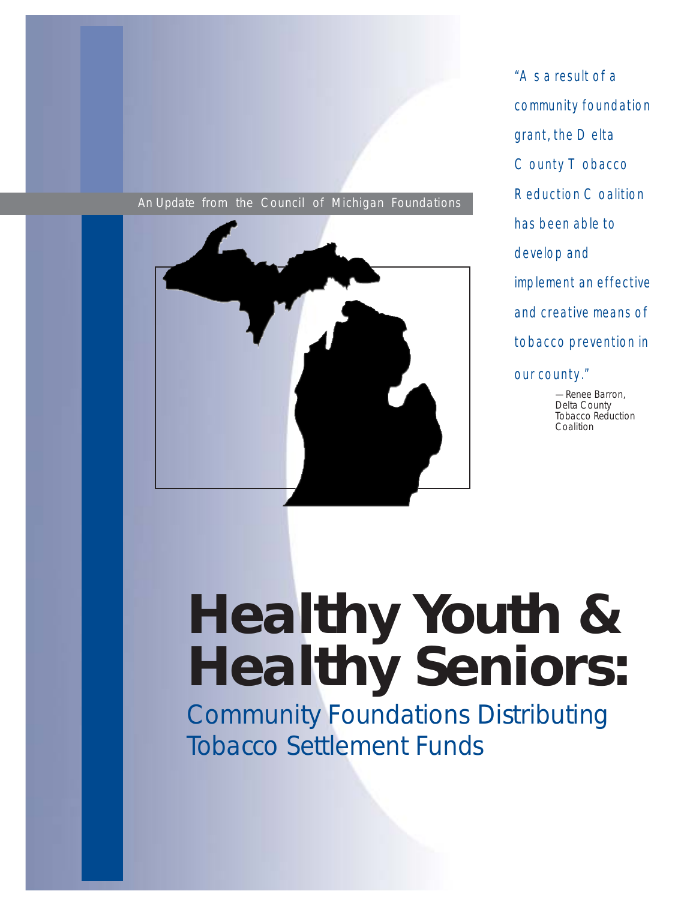An Update from the Council of Michigan Foundations

"As a result of a community foundation grant, the Delta County Tobacco Reduction Coalition has been able to develop and implement an effective and creative means of tobacco prevention in our county."

—Renee Barron, Delta County Tobacco Reduction Coalition

# Healthy Youth & Healthy Seniors:

## Community Foundations Distributing Tobacco Settlement Funds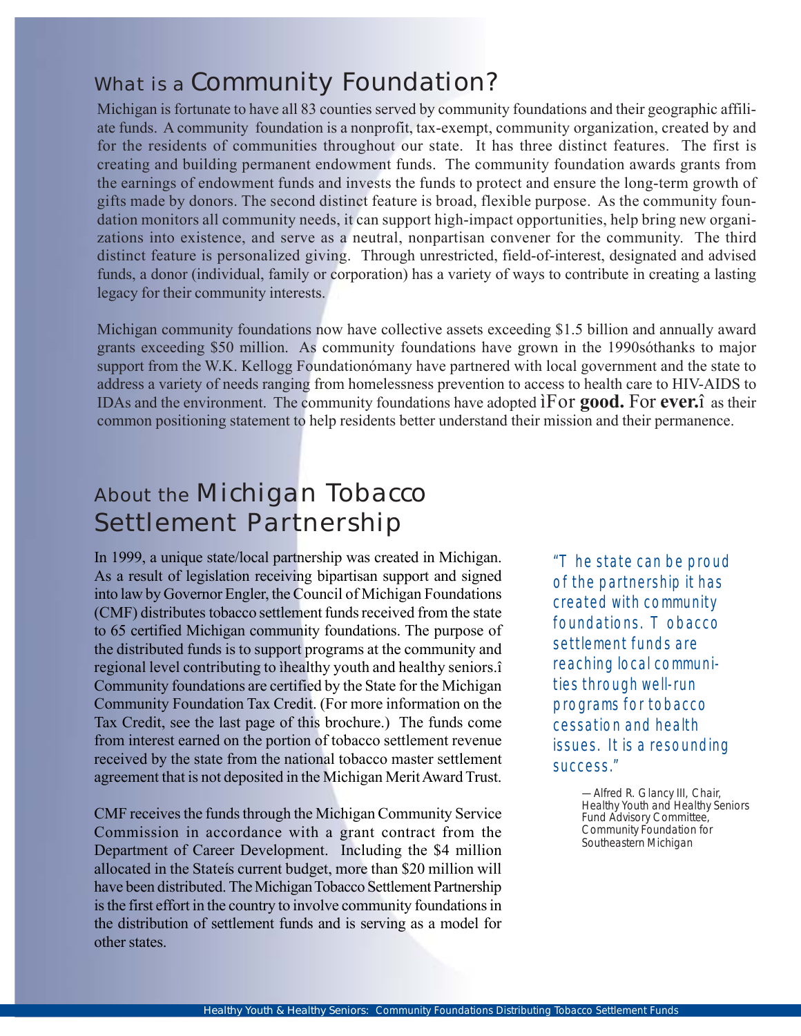## What is a Community Foundation?

Michigan is fortunate to have all 83 counties served by community foundations and their geographic affiliate funds. A community foundation is a nonprofit, tax-exempt, community organization, created by and for the residents of communities throughout our state. It has three distinct features. The first is creating and building permanent endowment funds. The community foundation awards grants from the earnings of endowment funds and invests the funds to protect and ensure the long-term growth of gifts made by donors. The second distinct feature is broad, flexible purpose. As the community foundation monitors all community needs, it can support high-impact opportunities, help bring new organizations into existence, and serve as a neutral, nonpartisan convener for the community. The third distinct feature is personalized giving. Through unrestricted, field-of-interest, designated and advised funds, a donor (individual, family or corporation) has a variety of ways to contribute in creating a lasting legacy for their community interests.

Michigan community foundations now have collective assets exceeding $1.5 billion and annually award grants exceeding $50 million. As community foundations have grown in the 1990sóthanks to major support from the W.K. Kellogg Foundationómany have partnered with local government and the state to address a variety of needs ranging from homelessness prevention to access to health care to HIV-AIDS to IDAs and the environment. The community foundations have adopted ìFor **good.** For **ever.**î as their common positioning statement to help residents better understand their mission and their permanence.

## About the Michigan Tobacco Settlement Partnership

In 1999, a unique state/local partnership was created in Michigan. As a result of legislation receiving bipartisan support and signed into law by Governor Engler, the Council of Michigan Foundations (CMF) distributes tobacco settlement funds received from the state to 65 certified Michigan community foundations. The purpose of the distributed funds is to support programs at the community and regional level contributing to ìhealthy youth and healthy seniors.î Community foundations are certified by the State for the Michigan Community Foundation Tax Credit. (For more information on the Tax Credit, see the last page of this brochure.) The funds come from interest earned on the portion of tobacco settlement revenue received by the state from the national tobacco master settlement agreement that is not deposited in the Michigan Merit Award Trust.

CMF receives the funds through the Michigan Community Service Commission in accordance with a grant contract from the Department of Career Development. Including the $4 million allocated in the Stateís current budget, more than $20 million will have been distributed. The Michigan Tobacco Settlement Partnership is the first effort in the country to involve community foundations in the distribution of settlement funds and is serving as a model for other states.

*"The state can be proud of the partnership it has created with community foundations. Tobacco settlement funds are reaching local communities through well-run programs for tobacco cessation and health issues. It is a resounding success."*

—Alfred R. Glancy III, Chair, Healthy Youth and Healthy Seniors Fund Advisory Committee, Community Foundation for Southeastern Michigan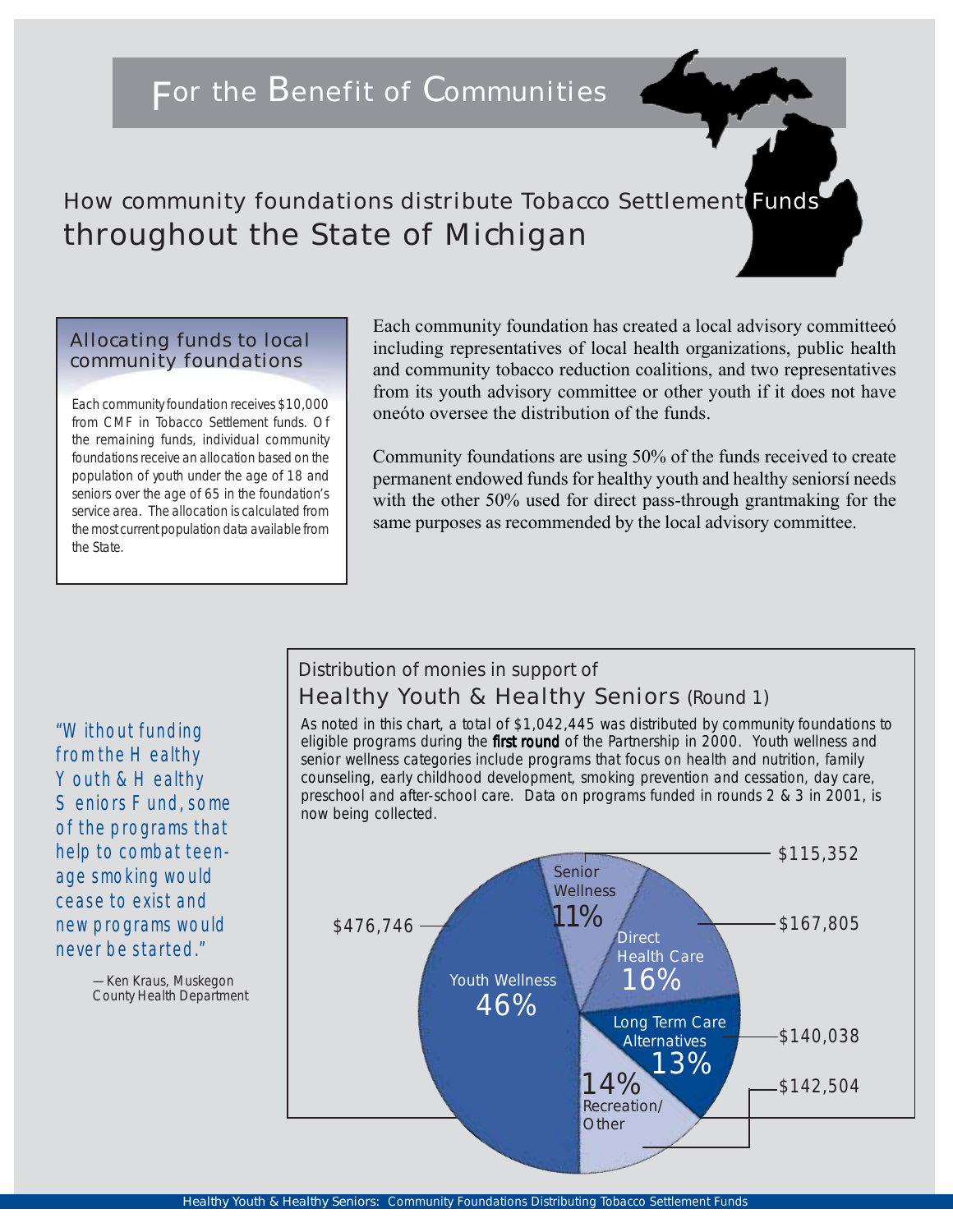# For the Benefit of Communities

## How community foundations distribute Tobacco Settlement Funds throughout the State of Michigan

### Allocating funds to local community foundations

Each community foundation receives $10,000 from CMF in Tobacco Settlement funds. Of the remaining funds, individual community foundations receive an allocation based on the population of youth under the age of 18 and seniors over the age of 65 in the foundation's service area. The allocation is calculated from the most current population data available from the State.

Each community foundation has created a local advisory committeeó including representatives of local health organizations, public health and community tobacco reduction coalitions, and two representatives from its youth advisory committee or other youth if it does not have oneóto oversee the distribution of the funds.

Community foundations are using 50% of the funds received to create permanent endowed funds for healthy youth and healthy seniorsí needs with the other 50% used for direct pass-through grantmaking for the same purposes as recommended by the local advisory committee.

*"Without funding from the Healthy Youth & Healthy Seniors Fund, some of the programs that help to combat teenage smoking would cease to exist and new programs would never be started."*

—Ken Kraus, Muskegon County Health Department

### Distribution of monies in support of Healthy Youth & Healthy Seniors (Round 1)

*As noted in this chart, a total of $1,042,445 was distributed by community foundations to eligible programs during the **first round** of the Partnership in 2000. Youth wellness and senior wellness categories include programs that focus on health and nutrition, family counseling, early childhood development, smoking prevention and cessation, day care, preschool and after-school care. Data on programs funded in rounds 2 & 3 in 2001, is now being collected.*

| Category | Percent | Amount |
|---|---|---|
| Youth Wellness | 46% | $476,746 |
| Senior Wellness | 11% | $115,352 |
| Direct Health Care | 16% | $167,805 |
| Long Term Care Alternatives | 13% | $140,038 |
| Recreation/Other | 14% | $142,504 |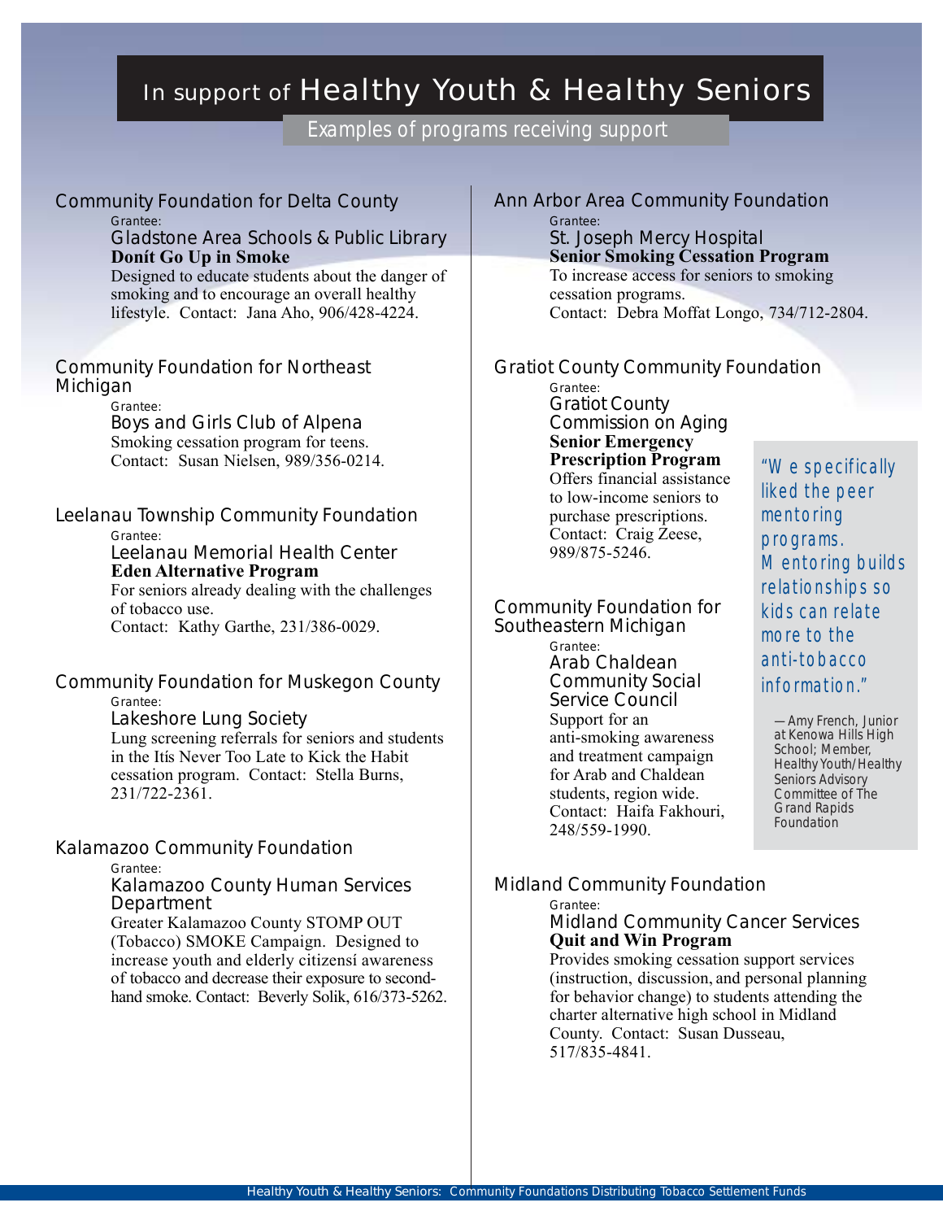# In support of Healthy Youth & Healthy Seniors

Examples of programs receiving support

## Community Foundation for Delta County

Grantee:

Gladstone Area Schools & Public Library

**Donít Go Up in Smoke**

Designed to educate students about the danger of smoking and to encourage an overall healthy lifestyle. Contact: Jana Aho, 906/428-4224.

## Community Foundation for Northeast Michigan

Grantee:

Boys and Girls Club of Alpena

Smoking cessation program for teens. Contact: Susan Nielsen, 989/356-0214.

## Leelanau Township Community Foundation

Grantee:

Leelanau Memorial Health Center

**Eden Alternative Program**

For seniors already dealing with the challenges of tobacco use.
Contact: Kathy Garthe, 231/386-0029.

## Community Foundation for Muskegon County

Grantee:

Lakeshore Lung Society

Lung screening referrals for seniors and students in the Itís Never Too Late to Kick the Habit cessation program. Contact: Stella Burns, 231/722-2361.

## Kalamazoo Community Foundation

Grantee:

Kalamazoo County Human Services Department

Greater Kalamazoo County STOMP OUT (Tobacco) SMOKE Campaign. Designed to increase youth and elderly citizensí awareness of tobacco and decrease their exposure to second-hand smoke. Contact: Beverly Solik, 616/373-5262.

## Ann Arbor Area Community Foundation

Grantee:

St. Joseph Mercy Hospital

**Senior Smoking Cessation Program**

To increase access for seniors to smoking cessation programs.
Contact: Debra Moffat Longo, 734/712-2804.

## Gratiot County Community Foundation

Grantee:

Gratiot County Commission on Aging

**Senior Emergency Prescription Program**

Offers financial assistance to low-income seniors to purchase prescriptions. Contact: Craig Zeese, 989/875-5246.

## Community Foundation for Southeastern Michigan

Grantee:

Arab Chaldean Community Social Service Council

Support for an anti-smoking awareness and treatment campaign for Arab and Chaldean students, region wide. Contact: Haifa Fakhouri, 248/559-1990.

> *"We specifically liked the peer mentoring programs. Mentoring builds relationships so kids can relate more to the anti-tobacco information."*
>
> —Amy French, Junior at Kenowa Hills High School; Member, Healthy Youth/Healthy Seniors Advisory Committee of The Grand Rapids Foundation

## Midland Community Foundation

Grantee:

Midland Community Cancer Services

**Quit and Win Program**

Provides smoking cessation support services (instruction, discussion, and personal planning for behavior change) to students attending the charter alternative high school in Midland County. Contact: Susan Dusseau, 517/835-4841.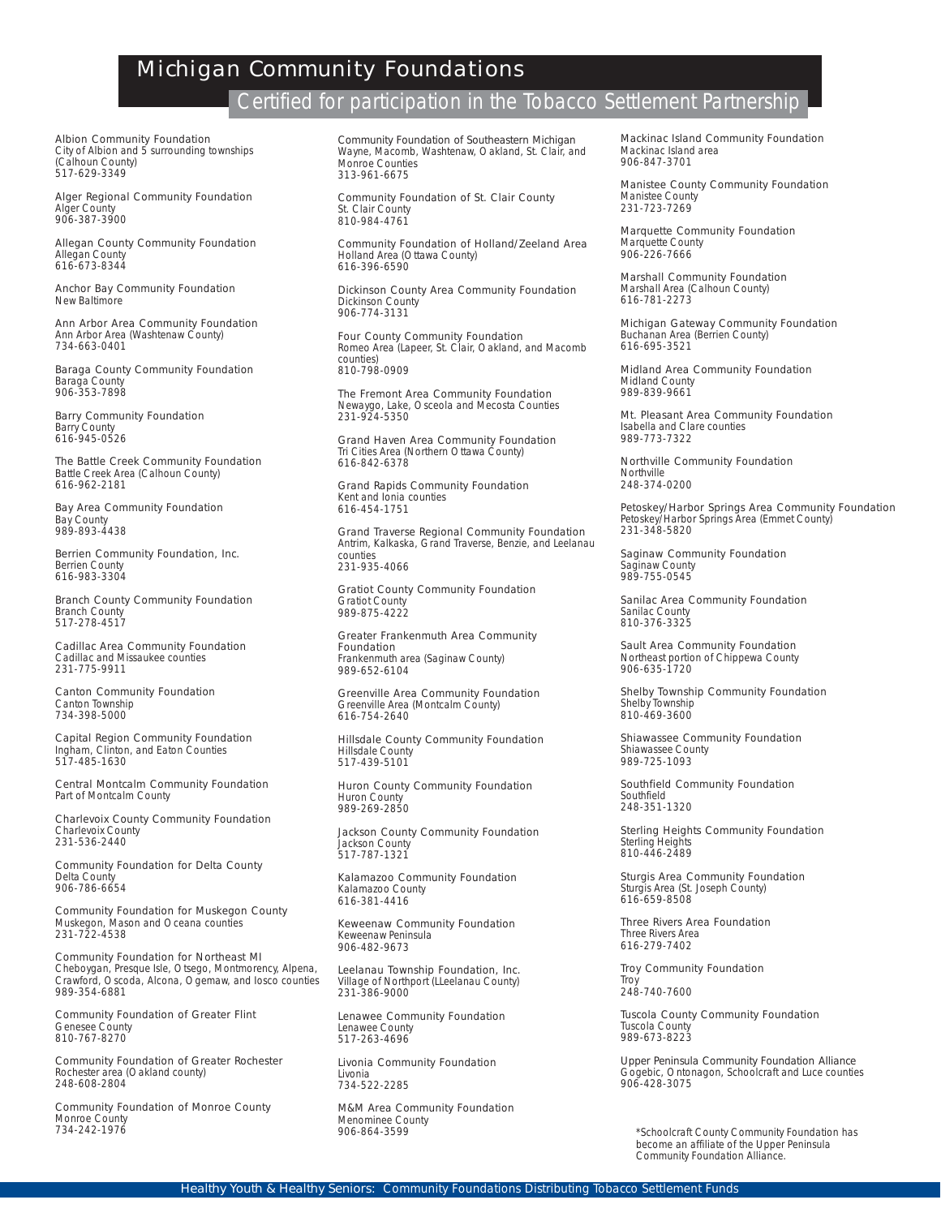# Michigan Community Foundations

## Certified for participation in the Tobacco Settlement Partnership

Albion Community Foundation
City of Albion and 5 surrounding townships (Calhoun County)
517-629-3349

Alger Regional Community Foundation
Alger County
906-387-3900

Allegan County Community Foundation
Allegan County
616-673-8344

Anchor Bay Community Foundation
New Baltimore

Ann Arbor Area Community Foundation
Ann Arbor Area (Washtenaw County)
734-663-0401

Baraga County Community Foundation
Baraga County
906-353-7898

Barry Community Foundation
Barry County
616-945-0526

The Battle Creek Community Foundation
Battle Creek Area (Calhoun County)
616-962-2181

Bay Area Community Foundation
Bay County
989-893-4438

Berrien Community Foundation, Inc.
Berrien County
616-983-3304

Branch County Community Foundation
Branch County
517-278-4517

Cadillac Area Community Foundation
Cadillac and Missaukee counties
231-775-9911

Canton Community Foundation
Canton Township
734-398-5000

Capital Region Community Foundation
Ingham, Clinton, and Eaton Counties
517-485-1630

Central Montcalm Community Foundation
Part of Montcalm County

Charlevoix County Community Foundation
Charlevoix County
231-536-2440

Community Foundation for Delta County
Delta County
906-786-6654

Community Foundation for Muskegon County
Muskegon, Mason and Oceana counties
231-722-4538

Community Foundation for Northeast MI
Cheboygan, Presque Isle, Otsego, Montmorency, Alpena, Crawford, Oscoda, Alcona, Ogemaw, and Iosco counties
989-354-6881

Community Foundation of Greater Flint
Genesee County
810-767-8270

Community Foundation of Greater Rochester
Rochester area (Oakland county)
248-608-2804

Community Foundation of Monroe County
Monroe County
734-242-1976

Community Foundation of Southeastern Michigan
Wayne, Macomb, Washtenaw, Oakland, St. Clair, and Monroe Counties
313-961-6675

Community Foundation of St. Clair County
St. Clair County
810-984-4761

Community Foundation of Holland/Zeeland Area
Holland Area (Ottawa County)
616-396-6590

Dickinson County Area Community Foundation
Dickinson County
906-774-3131

Four County Community Foundation
Romeo Area (Lapeer, St. Clair, Oakland, and Macomb counties)
810-798-0909

The Fremont Area Community Foundation
Newaygo, Lake, Osceola and Mecosta Counties
231-924-5350

Grand Haven Area Community Foundation
Tri Cities Area (Northern Ottawa County)
616-842-6378

Grand Rapids Community Foundation
Kent and Ionia counties
616-454-1751

Grand Traverse Regional Community Foundation
Antrim, Kalkaska, Grand Traverse, Benzie, and Leelanau counties
231-935-4066

Gratiot County Community Foundation
Gratiot County
989-875-4222

Greater Frankenmuth Area Community Foundation
Frankenmuth area (Saginaw County)
989-652-6104

Greenville Area Community Foundation
Greenville Area (Montcalm County)
616-754-2640

Hillsdale County Community Foundation
Hillsdale County
517-439-5101

Huron County Community Foundation
Huron County
989-269-2850

Jackson County Community Foundation
Jackson County
517-787-1321

Kalamazoo Community Foundation
Kalamazoo County
616-381-4416

Keweenaw Community Foundation
Keweenaw Peninsula
906-482-9673

Leelanau Township Foundation, Inc.
Village of Northport (LLeelanau County)
231-386-9000

Lenawee Community Foundation
Lenawee County
517-263-4696

Livonia Community Foundation
Livonia
734-522-2285

M&M Area Community Foundation
Menominee County
906-864-3599

Mackinac Island Community Foundation
Mackinac Island area
906-847-3701

Manistee County Community Foundation
Manistee County
231-723-7269

Marquette Community Foundation
Marquette County
906-226-7666

Marshall Community Foundation
Marshall Area (Calhoun County)
616-781-2273

Michigan Gateway Community Foundation
Buchanan Area (Berrien County)
616-695-3521

Midland Area Community Foundation
Midland County
989-839-9661

Mt. Pleasant Area Community Foundation
Isabella and Clare counties
989-773-7322

Northville Community Foundation
Northville
248-374-0200

Petoskey/Harbor Springs Area Community Foundation
Petoskey/Harbor Springs Area (Emmet County)
231-348-5820

Saginaw Community Foundation
Saginaw County
989-755-0545

Sanilac Area Community Foundation
Sanilac County
810-376-3325

Sault Area Community Foundation
Northeast portion of Chippewa County
906-635-1720

Shelby Township Community Foundation
Shelby Township
810-469-3600

Shiawassee Community Foundation
Shiawassee County
989-725-1093

Southfield Community Foundation
Southfield
248-351-1320

Sterling Heights Community Foundation
Sterling Heights
810-446-2489

Sturgis Area Community Foundation
Sturgis Area (St. Joseph County)
616-659-8508

Three Rivers Area Foundation
Three Rivers Area
616-279-7402

Troy Community Foundation
Troy
248-740-7600

Tuscola County Community Foundation
Tuscola County
989-673-8223

Upper Peninsula Community Foundation Alliance
Gogebic, Ontonagon, Schoolcraft and Luce counties
906-428-3075

*Schoolcraft County Community Foundation has become an affiliate of the Upper Peninsula Community Foundation Alliance.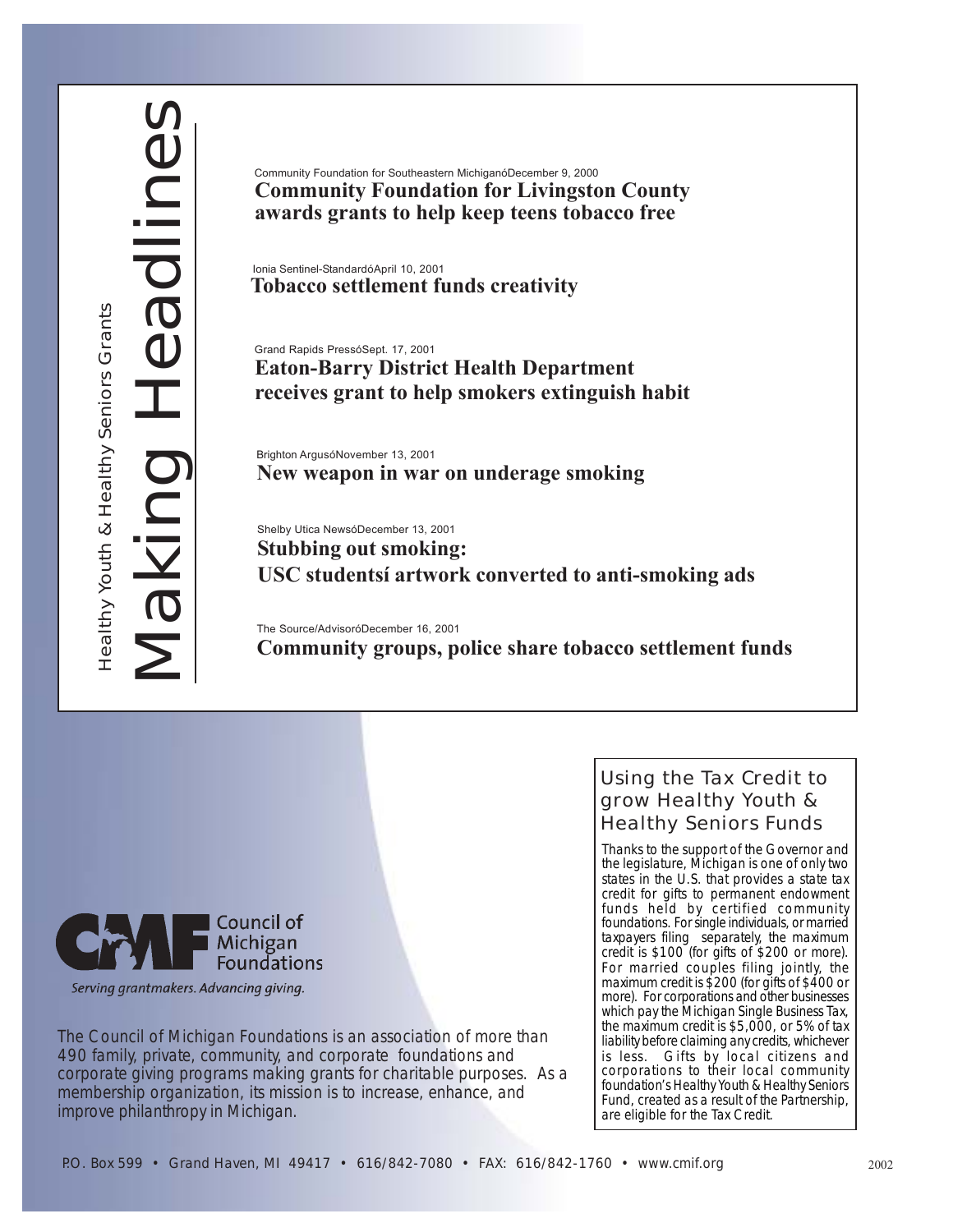# Making Headlines

## Healthy Youth & Healthy Seniors Grants

Community Foundation for Southeastern MichiganóDecember 9, 2000

**Community Foundation for Livingston County awards grants to help keep teens tobacco free**

Ionia Sentinel-StandardóApril 10, 2001

**Tobacco settlement funds creativity**

Grand Rapids PressóSept. 17, 2001

**Eaton-Barry District Health Department receives grant to help smokers extinguish habit**

Brighton ArgusóNovember 13, 2001

**New weapon in war on underage smoking**

Shelby Utica NewsóDecember 13, 2001

**Stubbing out smoking: USC studentsí artwork converted to anti-smoking ads**

The Source/AdvisoróDecember 16, 2001

**Community groups, police share tobacco settlement funds**

### Using the Tax Credit to grow Healthy Youth & Healthy Seniors Funds

Thanks to the support of the Governor and the legislature, Michigan is one of only two states in the U.S. that provides a state tax credit for gifts to permanent endowment funds held by certified community foundations. For single individuals, or married taxpayers filing separately, the maximum credit is $100 (for gifts of $200 or more). For married couples filing jointly, the maximum credit is $200 (for gifts of $400 or more). For corporations and other businesses which pay the Michigan Single Business Tax, the maximum credit is $5,000, or 5% of tax liability before claiming any credits, whichever is less. Gifts by local citizens and corporations to their local community foundation's Healthy Youth & Healthy Seniors Fund, created as a result of the Partnership, are eligible for the Tax Credit.

CMF Council of Michigan Foundations

*Serving grantmakers. Advancing giving.*

The Council of Michigan Foundations is an association of more than 490 family, private, community, and corporate foundations and corporate giving programs making grants for charitable purposes. As a membership organization, its mission is to increase, enhance, and improve philanthropy in Michigan.

P.O. Box 599 • Grand Haven, MI 49417 • 616/842-7080 • FAX: 616/842-1760 • www.cmif.org

2002